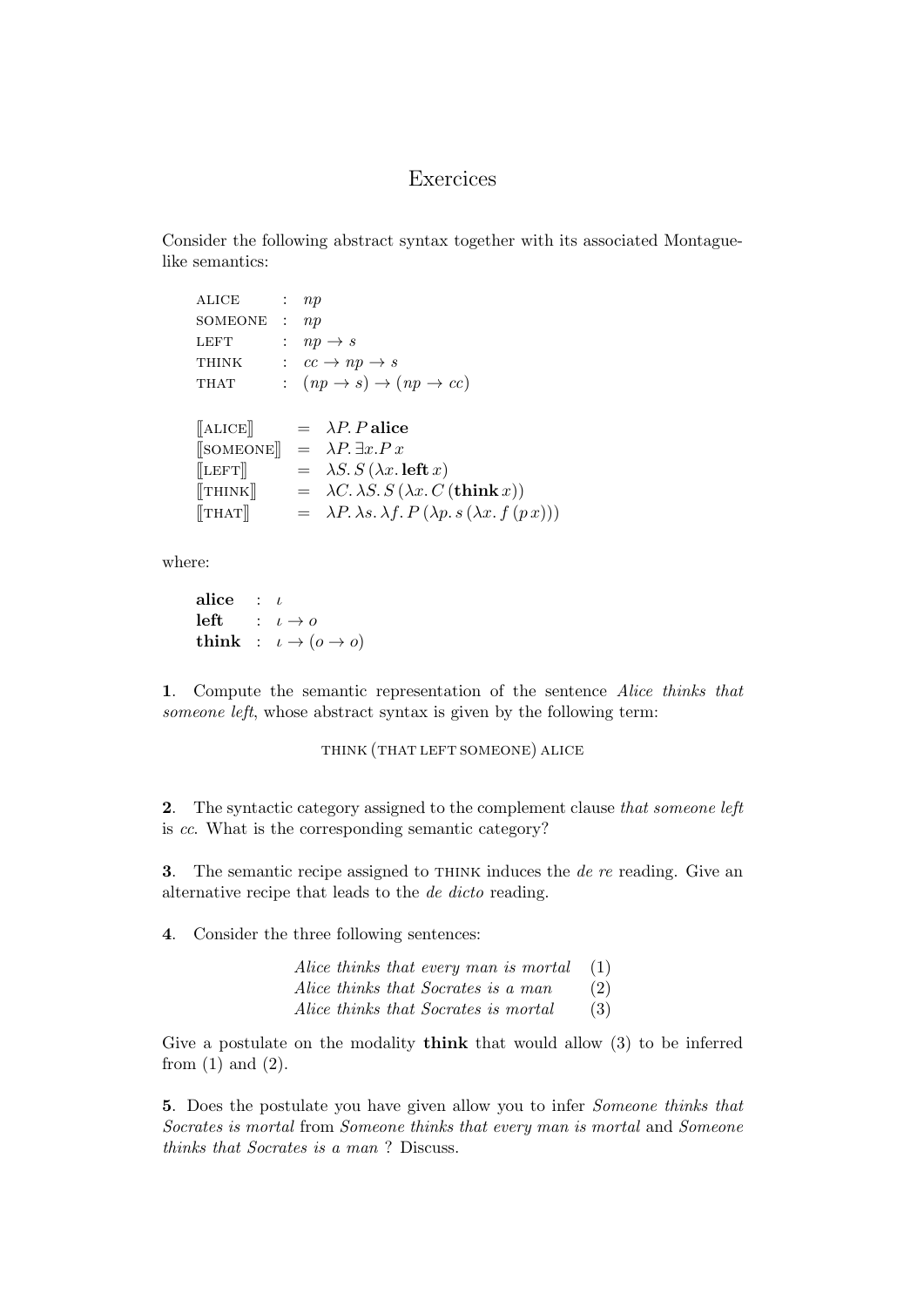# Exercices

Consider the following abstract syntax together with its associated Montague-like semantics:

$$
\begin{array}{lcl}
\text{ALICE} & : & np \\
\text{SOMEONE} & : & np \\
\text{LEFT} & : & np \rightarrow s \\
\text{THINK} & : & cc \rightarrow np \rightarrow s \\
\text{THAT} & : & (np \rightarrow s) \rightarrow (np \rightarrow cc)
\end{array}
$$

$$
\begin{array}{lcl}
[\![\text{ALICE}]\!] & = & \lambda P.\, P\, \mathbf{alice} \\
[\![\text{SOMEONE}]\!] & = & \lambda P.\, \exists x. P\, x \\
[\![\text{LEFT}]\!] & = & \lambda S.\, S\, (\lambda x.\, \mathbf{left}\, x) \\
[\![\text{THINK}]\!] & = & \lambda C.\, \lambda S.\, S\, (\lambda x.\, C\, (\mathbf{think}\, x)) \\
[\![\text{THAT}]\!] & = & \lambda P.\, \lambda s.\, \lambda f.\, P\, (\lambda p.\, s\, (\lambda x.\, f\, (p\, x)))
\end{array}
$$

where:

$$
\begin{array}{lcl}
\mathbf{alice} & : & \iota \\
\mathbf{left} & : & \iota \rightarrow o \\
\mathbf{think} & : & \iota \rightarrow (o \rightarrow o)
\end{array}
$$

**1**. Compute the semantic representation of the sentence *Alice thinks that someone left*, whose abstract syntax is given by the following term:

$$\text{THINK}\, (\text{THAT}\, \text{LEFT}\, \text{SOMEONE})\, \text{ALICE}$$

**2**. The syntactic category assigned to the complement clause *that someone left* is $cc$. What is the corresponding semantic category?

**3**. The semantic recipe assigned to THINK induces the *de re* reading. Give an alternative recipe that leads to the *de dicto* reading.

**4**. Consider the three following sentences:

| | |
|---|---|
| *Alice thinks that every man is mortal* | (1) |
| *Alice thinks that Socrates is a man* | (2) |
| *Alice thinks that Socrates is mortal* | (3) |

Give a postulate on the modality **think** that would allow (3) to be inferred from (1) and (2).

**5**. Does the postulate you have given allow you to infer *Someone thinks that Socrates is mortal* from *Someone thinks that every man is mortal* and *Someone thinks that Socrates is a man* ? Discuss.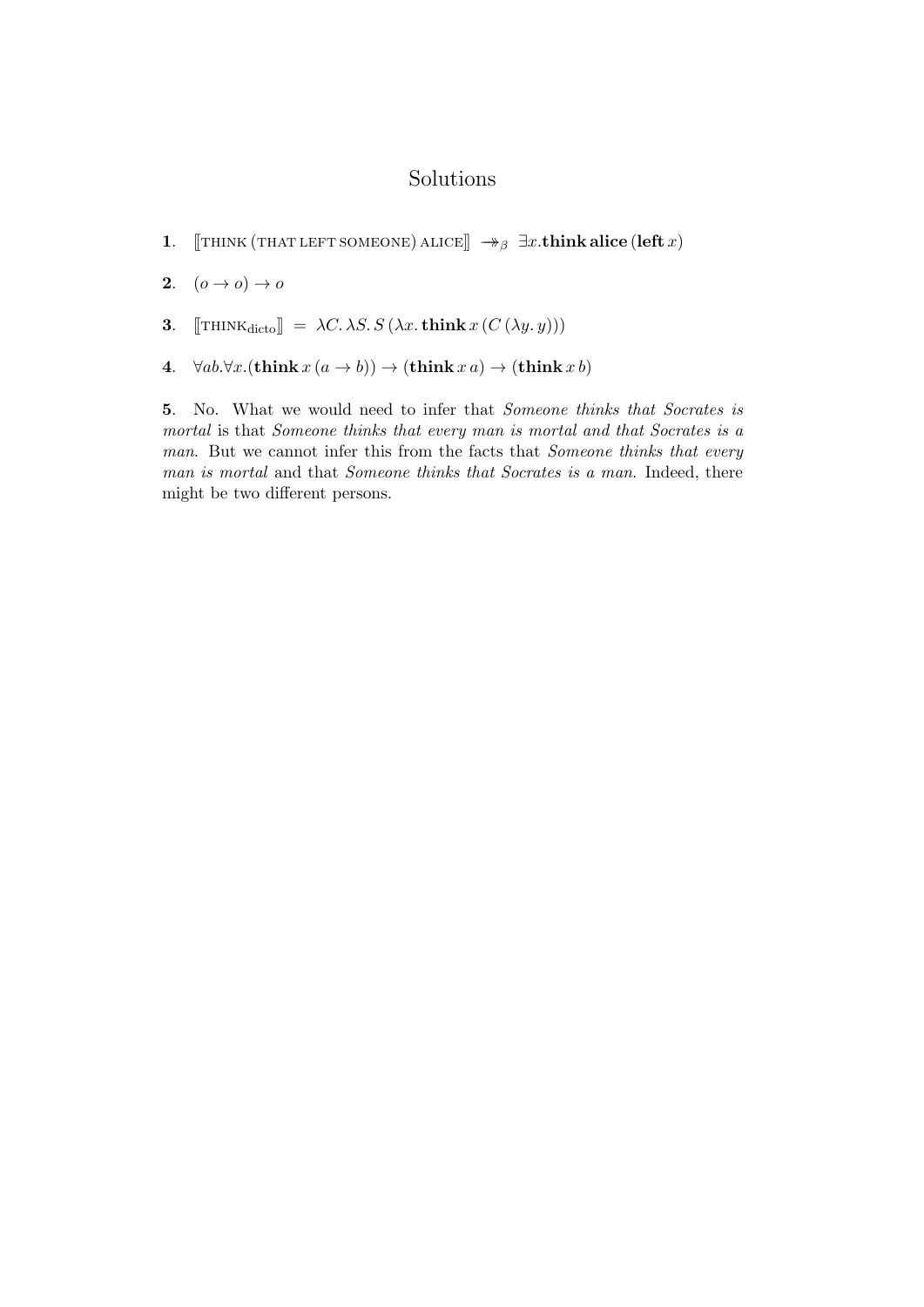# Solutions

**1**. $[\![\text{THINK}\,(\text{THAT LEFT SOMEONE})\,\text{ALICE}]\!] \twoheadrightarrow_\beta \exists x.\mathbf{think}\,\mathbf{alice}\,(\mathbf{left}\,x)$

**2**. $(o \to o) \to o$

**3**. $[\![\text{THINK}_{\text{dicto}}]\!] \;=\; \lambda C.\, \lambda S.\, S\,(\lambda x.\, \mathbf{think}\, x\,(C\,(\lambda y.\, y)))$

**4**. $\forall ab.\forall x.(\mathbf{think}\, x\,(a \to b)) \to (\mathbf{think}\, x\, a) \to (\mathbf{think}\, x\, b)$

**5**. No. What we would need to infer that *Someone thinks that Socrates is mortal* is that *Someone thinks that every man is mortal and that Socrates is a man*. But we cannot infer this from the facts that *Someone thinks that every man is mortal* and that *Someone thinks that Socrates is a man*. Indeed, there might be two different persons.